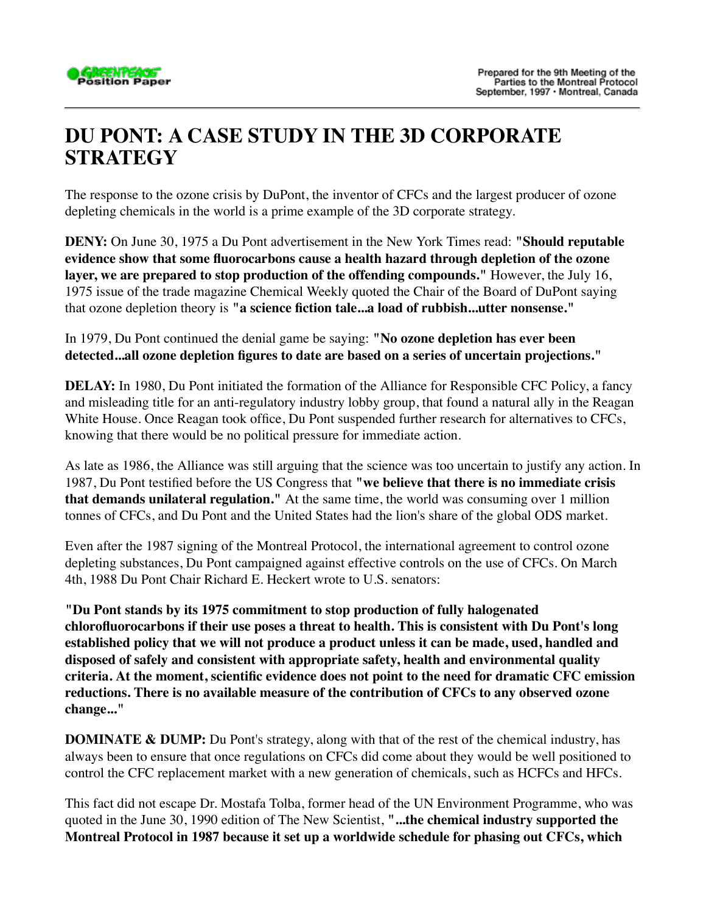Greenpeace Position Paper

Prepared for the 9th Meeting of the Parties to the Montreal Protocol
September, 1997 • Montreal, Canada

# DU PONT: A CASE STUDY IN THE 3D CORPORATE STRATEGY

The response to the ozone crisis by DuPont, the inventor of CFCs and the largest producer of ozone depleting chemicals in the world is a prime example of the 3D corporate strategy.

**DENY:** On June 30, 1975 a Du Pont advertisement in the New York Times read: "**Should reputable evidence show that some fluorocarbons cause a health hazard through depletion of the ozone layer, we are prepared to stop production of the offending compounds.**" However, the July 16, 1975 issue of the trade magazine Chemical Weekly quoted the Chair of the Board of DuPont saying that ozone depletion theory is "**a science fiction tale...a load of rubbish...utter nonsense.**"

In 1979, Du Pont continued the denial game be saying: "**No ozone depletion has ever been detected...all ozone depletion figures to date are based on a series of uncertain projections.**"

**DELAY:** In 1980, Du Pont initiated the formation of the Alliance for Responsible CFC Policy, a fancy and misleading title for an anti-regulatory industry lobby group, that found a natural ally in the Reagan White House. Once Reagan took office, Du Pont suspended further research for alternatives to CFCs, knowing that there would be no political pressure for immediate action.

As late as 1986, the Alliance was still arguing that the science was too uncertain to justify any action. In 1987, Du Pont testified before the US Congress that "**we believe that there is no immediate crisis that demands unilateral regulation.**" At the same time, the world was consuming over 1 million tonnes of CFCs, and Du Pont and the United States had the lion's share of the global ODS market.

Even after the 1987 signing of the Montreal Protocol, the international agreement to control ozone depleting substances, Du Pont campaigned against effective controls on the use of CFCs. On March 4th, 1988 Du Pont Chair Richard E. Heckert wrote to U.S. senators:

"**Du Pont stands by its 1975 commitment to stop production of fully halogenated chlorofluorocarbons if their use poses a threat to health. This is consistent with Du Pont's long established policy that we will not produce a product unless it can be made, used, handled and disposed of safely and consistent with appropriate safety, health and environmental quality criteria. At the moment, scientific evidence does not point to the need for dramatic CFC emission reductions. There is no available measure of the contribution of CFCs to any observed ozone change...**"

**DOMINATE & DUMP:** Du Pont's strategy, along with that of the rest of the chemical industry, has always been to ensure that once regulations on CFCs did come about they would be well positioned to control the CFC replacement market with a new generation of chemicals, such as HCFCs and HFCs.

This fact did not escape Dr. Mostafa Tolba, former head of the UN Environment Programme, who was quoted in the June 30, 1990 edition of The New Scientist, "**...the chemical industry supported the Montreal Protocol in 1987 because it set up a worldwide schedule for phasing out CFCs, which**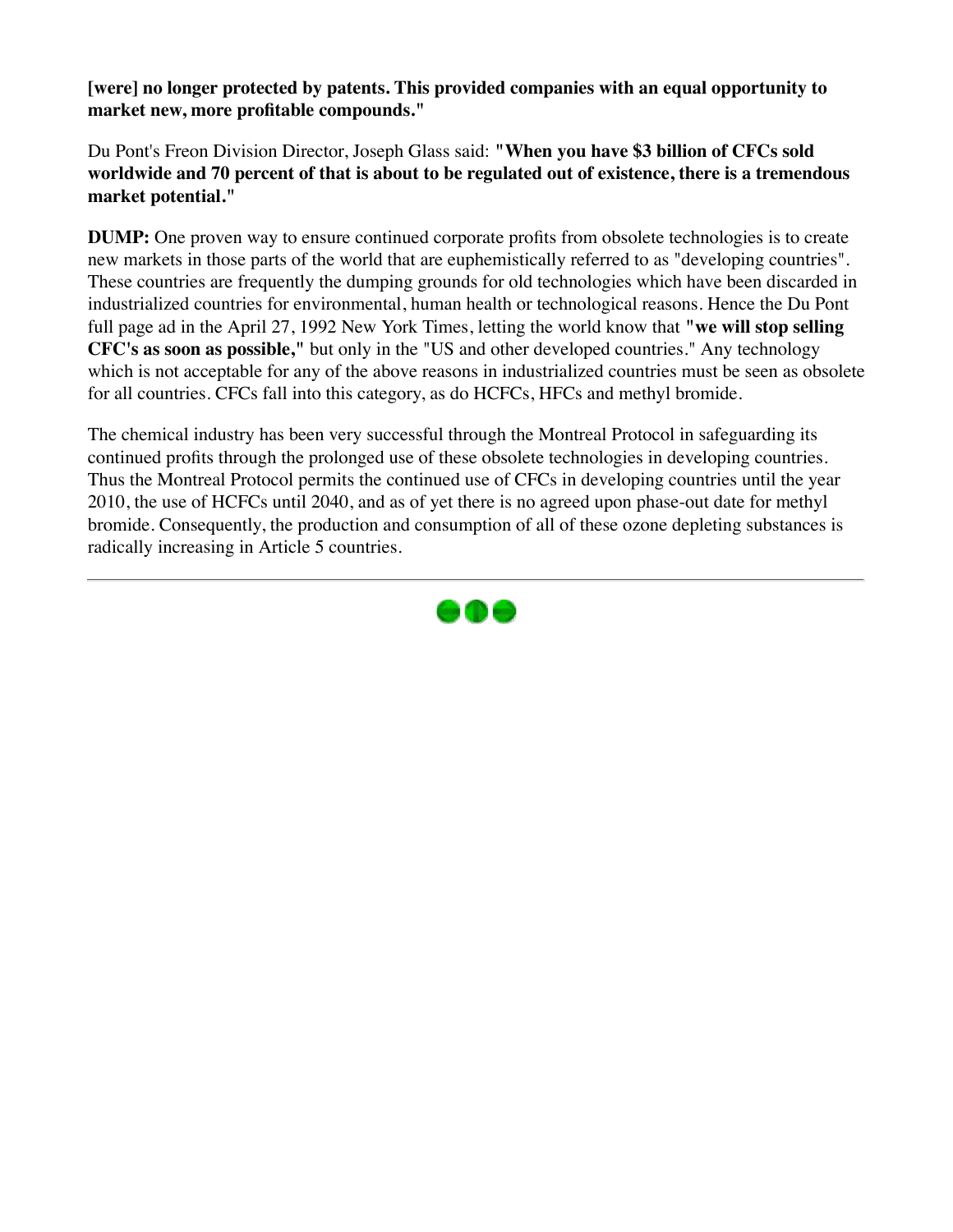**[were] no longer protected by patents. This provided companies with an equal opportunity to market new, more profitable compounds."**

Du Pont's Freon Division Director, Joseph Glass said: **"When you have $3 billion of CFCs sold worldwide and 70 percent of that is about to be regulated out of existence, there is a tremendous market potential."**

**DUMP:** One proven way to ensure continued corporate profits from obsolete technologies is to create new markets in those parts of the world that are euphemistically referred to as "developing countries". These countries are frequently the dumping grounds for old technologies which have been discarded in industrialized countries for environmental, human health or technological reasons. Hence the Du Pont full page ad in the April 27, 1992 New York Times, letting the world know that **"we will stop selling CFC's as soon as possible,"** but only in the "US and other developed countries." Any technology which is not acceptable for any of the above reasons in industrialized countries must be seen as obsolete for all countries. CFCs fall into this category, as do HCFCs, HFCs and methyl bromide.

The chemical industry has been very successful through the Montreal Protocol in safeguarding its continued profits through the prolonged use of these obsolete technologies in developing countries. Thus the Montreal Protocol permits the continued use of CFCs in developing countries until the year 2010, the use of HCFCs until 2040, and as of yet there is no agreed upon phase-out date for methyl bromide. Consequently, the production and consumption of all of these ozone depleting substances is radically increasing in Article 5 countries.

---